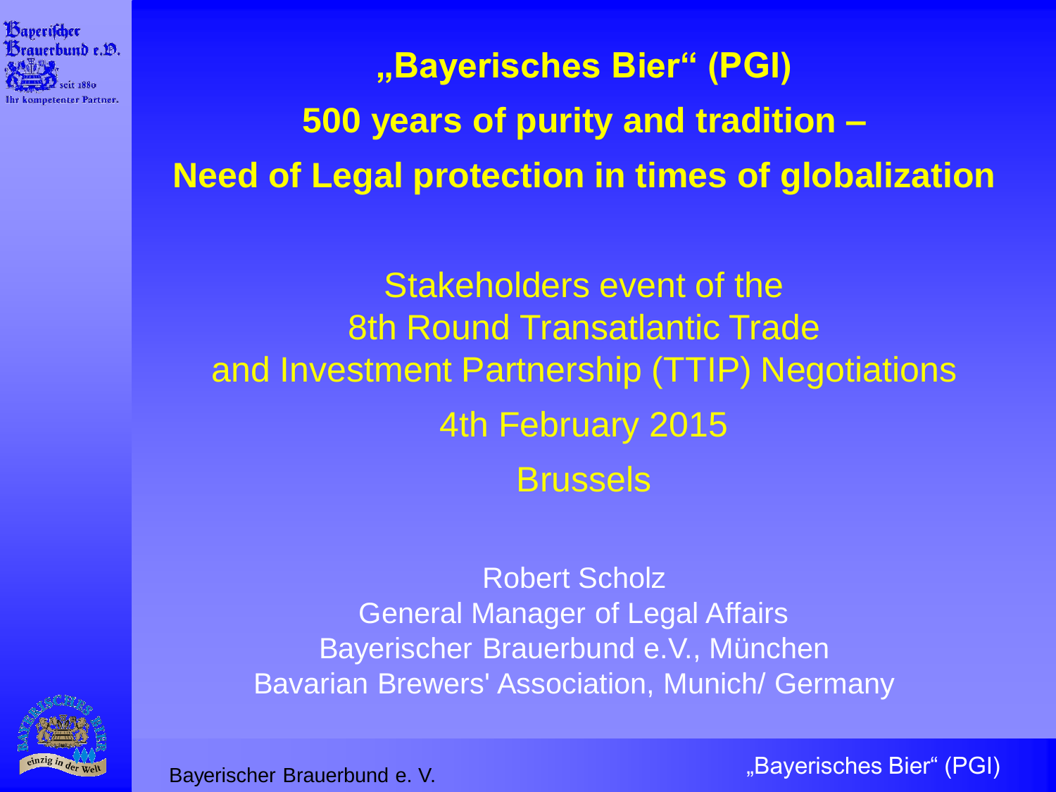# „Bayerisches Bier" (PGI)

## 500 years of purity and tradition –

## Need of Legal protection in times of globalization

Stakeholders event of the
8th Round Transatlantic Trade
and Investment Partnership (TTIP) Negotiations

4th February 2015

Brussels

Robert Scholz
General Manager of Legal Affairs
Bayerischer Brauerbund e.V., München
Bavarian Brewers' Association, Munich/ Germany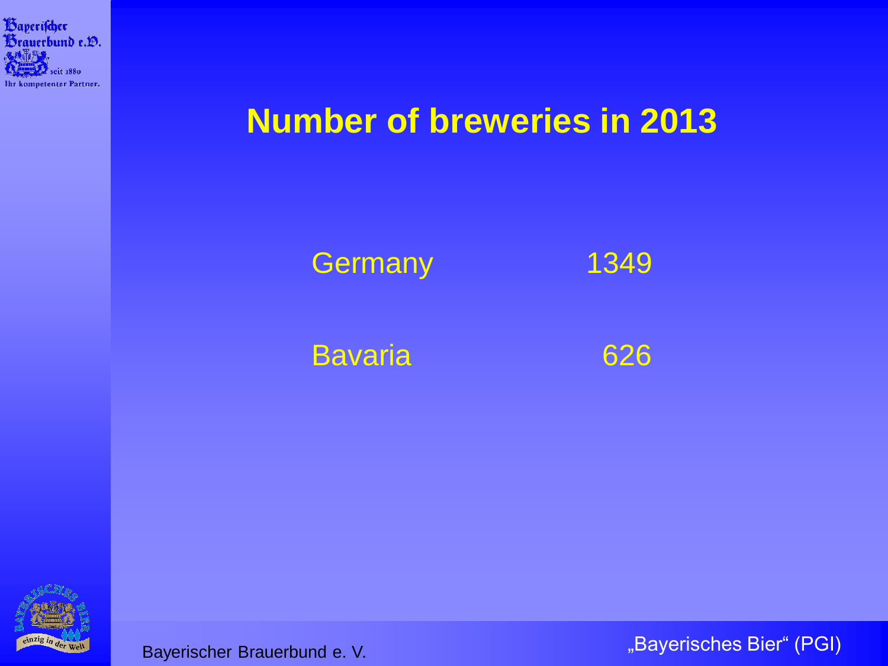# Number of breweries in 2013

| | |
|---|---|
| Germany | 1349 |
| Bavaria | 626 |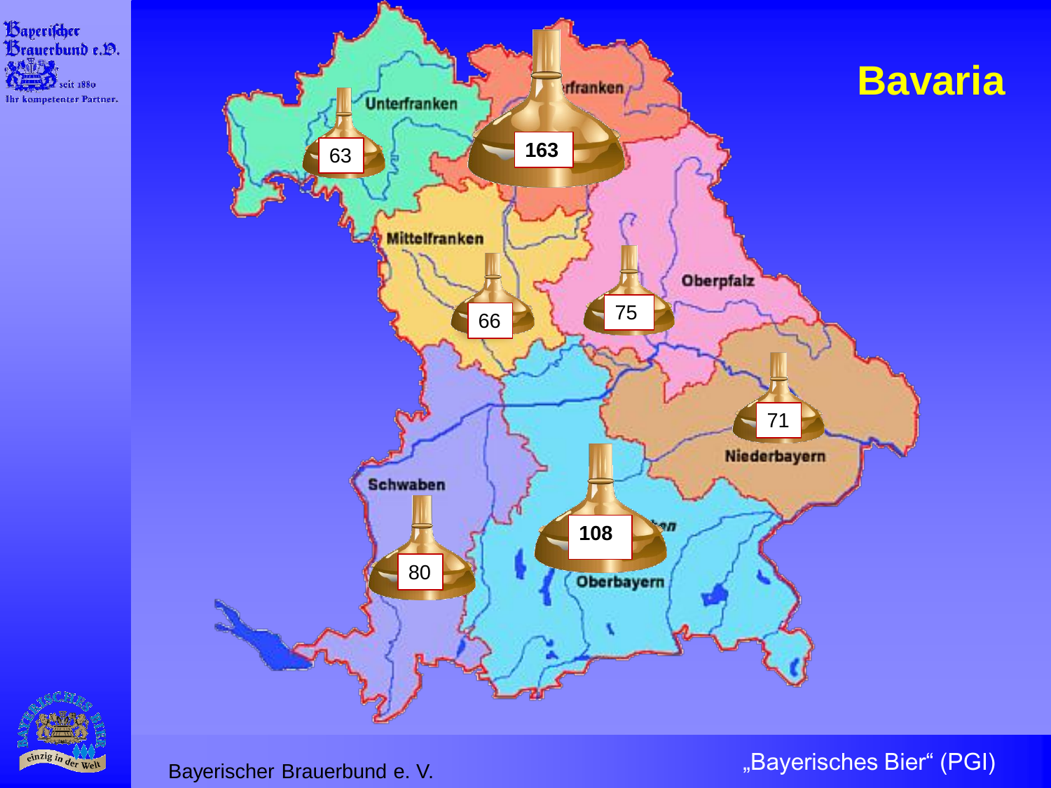# Bavaria

| Region | Number |
| --- | --- |
| Unterfranken | 63 |
| Oberfranken | 163 |
| Mittelfranken | 66 |
| Oberpfalz | 75 |
| Niederbayern | 71 |
| Schwaben | 80 |
| Oberbayern | 108 |

Bayerischer Brauerbund e. V.

„Bayerisches Bier“ (PGI)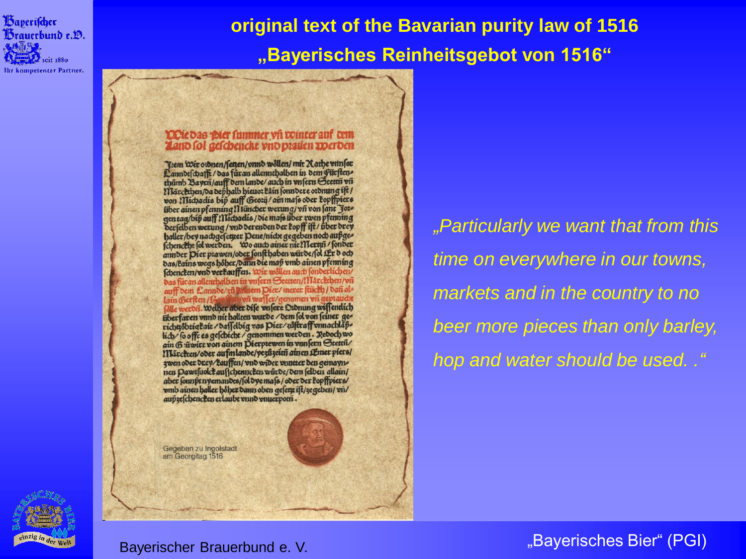# original text of the Bavarian purity law of 1516

## „Bayerisches Reinheitsgebot von 1516"

Wie das Pier summer vñ winter auf dem Land sol geschenckt vnd praüen werden

Item Wir ordnen/setzen/vnnd wöllen/mit Rathe vnnser Lanndtschafft/das füran allenthalben in dem Fürstenthumb Bayrn/auff dem lande/auch in vnsern Stettñ vñ Märckthen/da deßhalb hieuor kain sonndere ordnung ist/von Michaelis biß auff Georij/ain maß oder kopffpiers über ainen pfenning Müncher werung/vñ von sant Jorgen tag/biß auff Michaelis/die maß über zwen pfenning derselben werung/vnd derenden der kopff ist/über drey haller/bey nachgesetzter Pene/nicht gegeben noch außgeschenckht sol werden. Wo auch ainer nit Mertzñ/sonder annder Pier prawen/oder sonst haben würde/sol Er doch das/kains wegs höher/dann die maß vmb ainen pfenning schencken/vnd verkauffen. Wir wöllen auch sonderlichen/das füran allenthalben in vnsern Stetten/Märckthen/vñ auff dem Lannde/zů kainem Pier/merer stückh/dañ allain Gersten/Hopffen/vñ wasser/genomen vñ gepraucht sölle werdñ. Welher aber dise vnsere Ordnung wissentlich überfaren vnnd nit hallten wurde/dem sol von seiner gerichtsobrigkait/dasselbig vas Pier/züstraff vnnachläßlich/so offt es geschicht/genommen werden. Yedoch wo ain Gäwirt von ainem Pierprewen in vnnsern Stettñ/Märckten/oder aufm lande/yezüzeitñ ainen Emer piers/zwen oder drey/kauffen/vnd wider vnnter den gemaynen Pawrsvolck ausschencken würde/dem selben allain/aber sonnst nyemandts/sol dye maß/oder der kopffpiers/vmb ainen haller höher dann oben gesetzt ist/zegeben/vñ außzeschencken erlaubt vnnd vnuerpotñ.

Gegeben zu Ingolstadt am Georgitag 1516

*„Particularly we want that from this time on everywhere in our towns, markets and in the country to no beer more pieces than only barley, hop and water should be used. ."*

Bayerischer Brauerbund e. V.

„Bayerisches Bier" (PGI)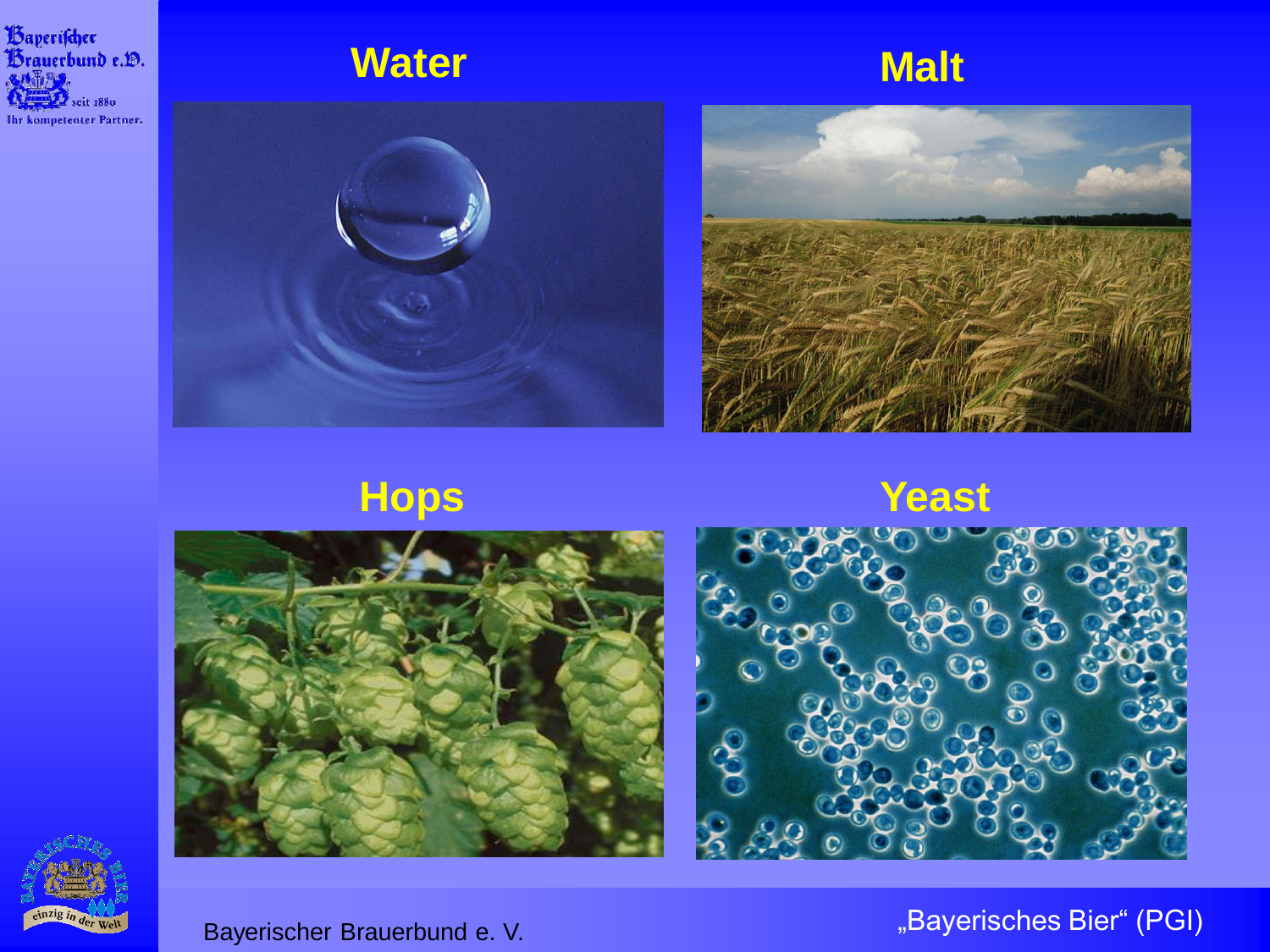## Water

## Malt

## Hops

## Yeast

Bayerischer Brauerbund e. V.

„Bayerisches Bier“ (PGI)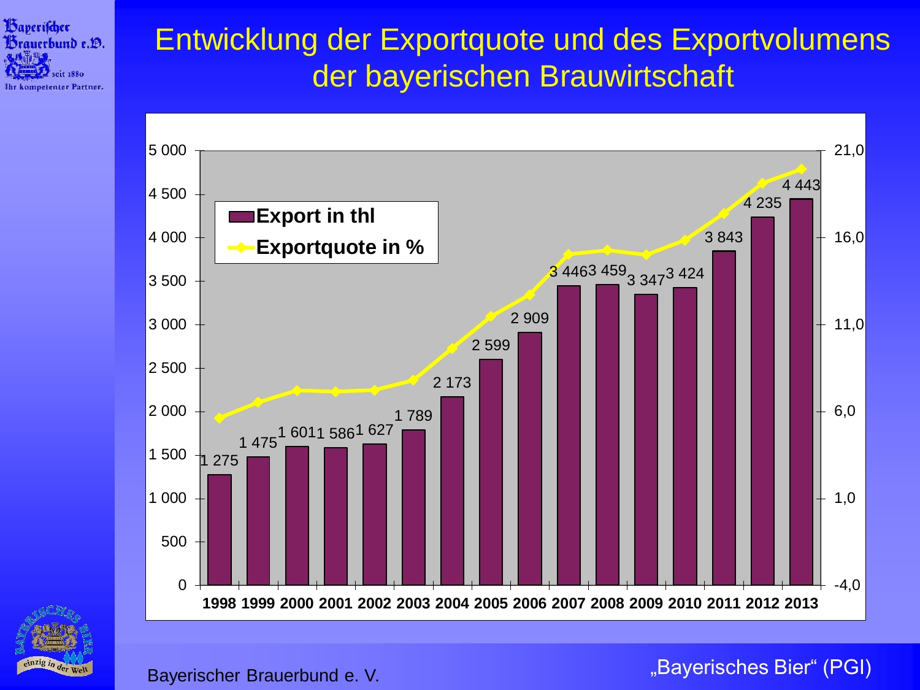# Entwicklung der Exportquote und des Exportvolumens der bayerischen Brauwirtschaft

| Jahr | Export in thl |
|---|---|
| 1998 | 1 275 |
| 1999 | 1 475 |
| 2000 | 1 601 |
| 2001 | 1 586 |
| 2002 | 1 627 |
| 2003 | 1 789 |
| 2004 | 2 173 |
| 2005 | 2 599 |
| 2006 | 2 909 |
| 2007 | 3 446 |
| 2008 | 3 459 |
| 2009 | 3 347 |
| 2010 | 3 424 |
| 2011 | 3 843 |
| 2012 | 4 235 |
| 2013 | 4 443 |

Legende: Export in thl; Exportquote in %

Bayerischer Brauerbund e. V.

„Bayerisches Bier“ (PGI)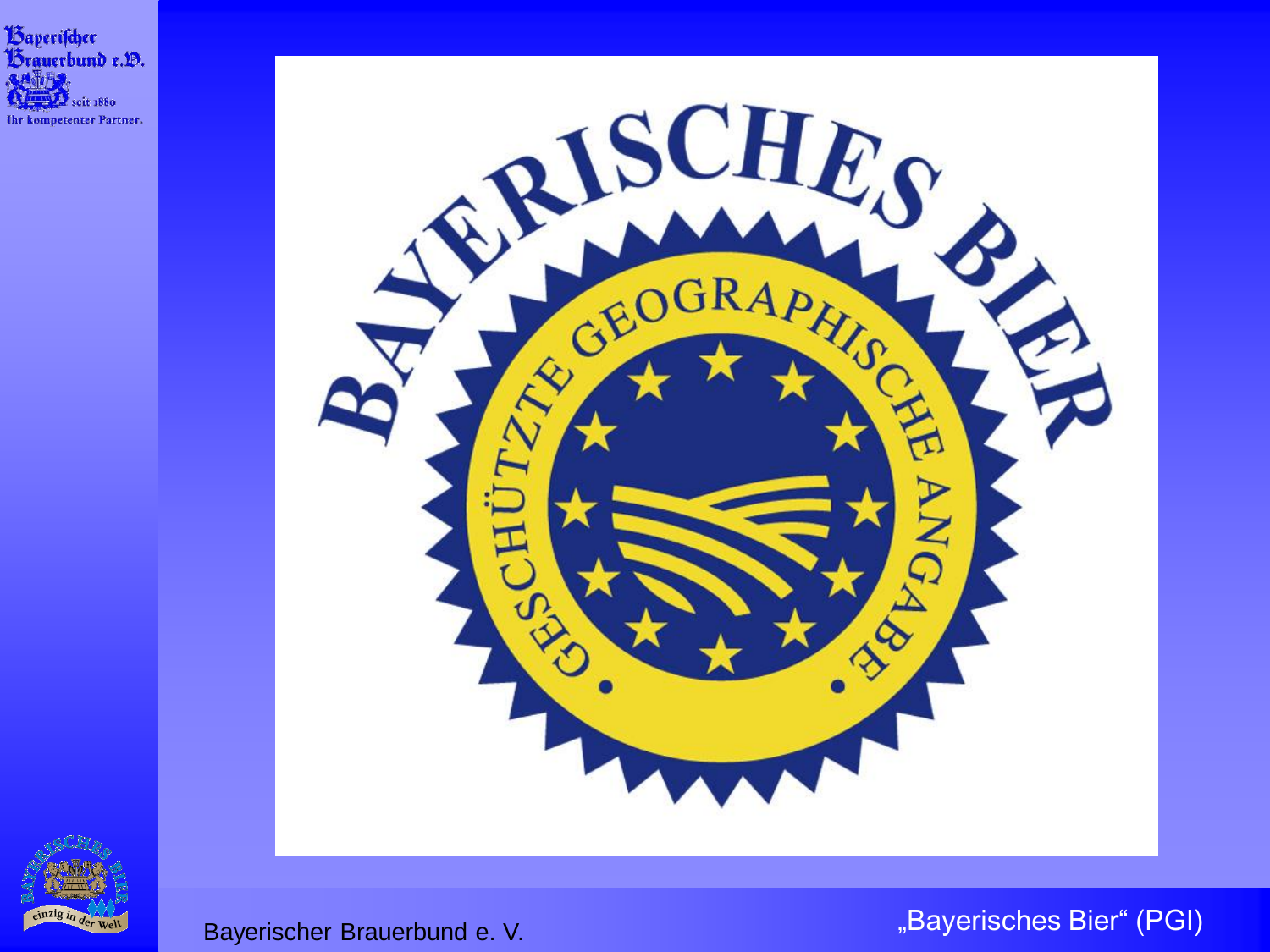BAYERISCHES BIER

GESCHÜTZTE GEOGRAPHISCHE ANGABE

Bayerischer Brauerbund e. V.

„Bayerisches Bier" (PGI)